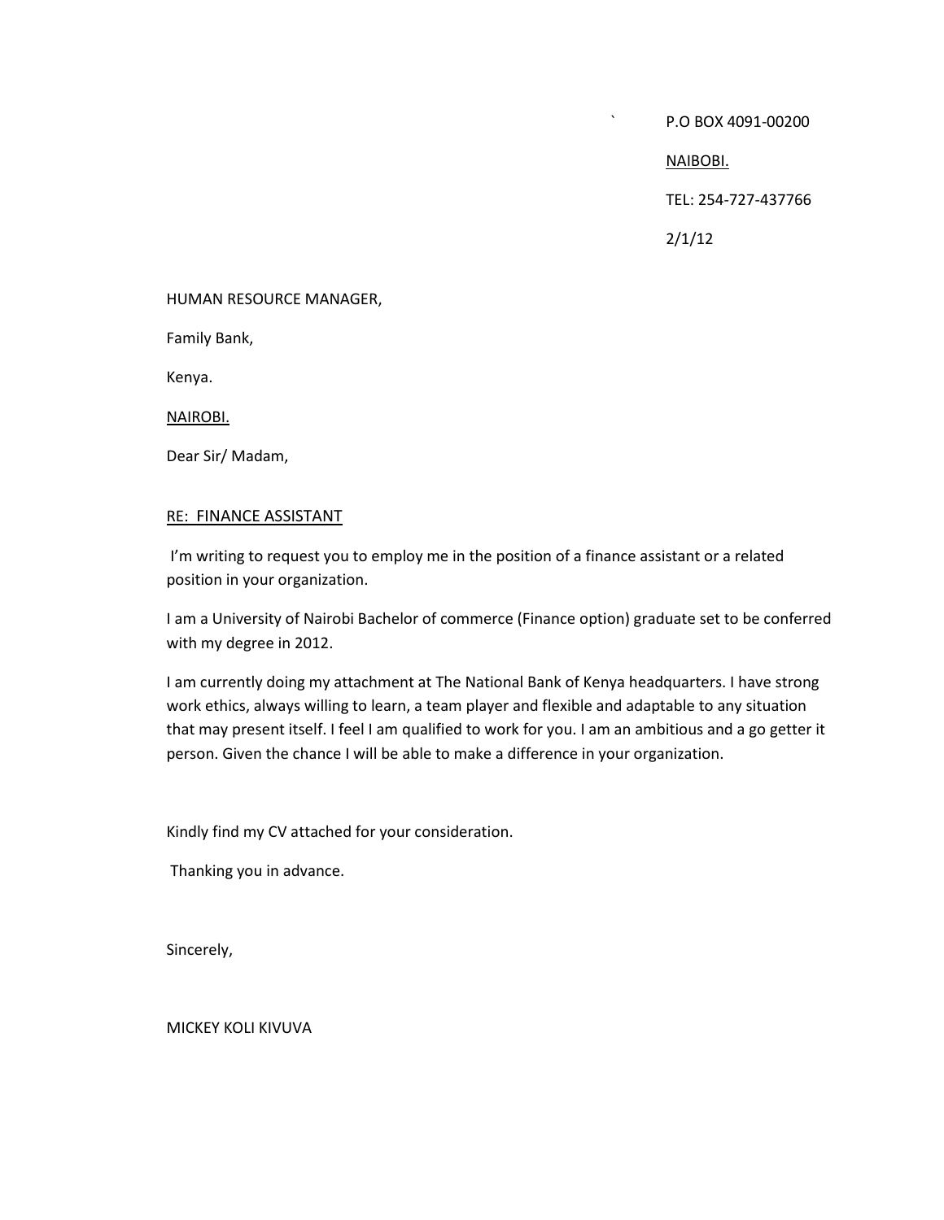` P.O BOX 4091-00200

<u>NAIBOBI.</u>

TEL: 254-727-437766

2/1/12

HUMAN RESOURCE MANAGER,

Family Bank,

Kenya.

<u>NAIROBI.</u>

Dear Sir/ Madam,

<u>RE: FINANCE ASSISTANT</u>

I'm writing to request you to employ me in the position of a finance assistant or a related position in your organization.

I am a University of Nairobi Bachelor of commerce (Finance option) graduate set to be conferred with my degree in 2012.

I am currently doing my attachment at The National Bank of Kenya headquarters. I have strong work ethics, always willing to learn, a team player and flexible and adaptable to any situation that may present itself. I feel I am qualified to work for you. I am an ambitious and a go getter it person. Given the chance I will be able to make a difference in your organization.

Kindly find my CV attached for your consideration.

Thanking you in advance.

Sincerely,

MICKEY KOLI KIVUVA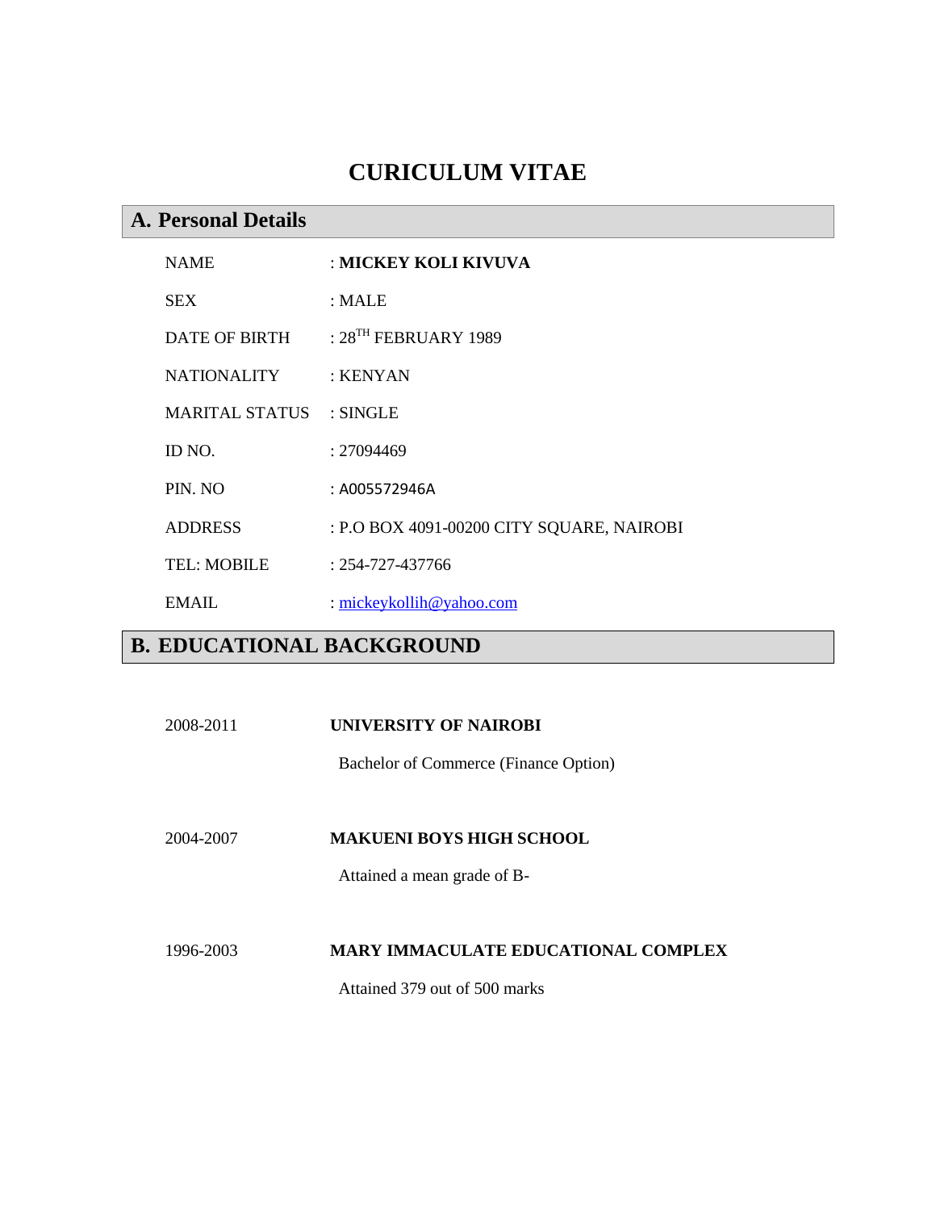# CURICULUM VITAE

## A. Personal Details

| | |
|---|---|
| NAME | : **MICKEY KOLI KIVUVA** |
| SEX | : MALE |
| DATE OF BIRTH | : 28[TH] FEBRUARY 1989 |
| NATIONALITY | : KENYAN |
| MARITAL STATUS | : SINGLE |
| ID NO. | : 27094469 |
| PIN. NO | : A005572946A |
| ADDRESS | : P.O BOX 4091-00200 CITY SQUARE, NAIROBI |
| TEL: MOBILE | : 254-727-437766 |
| EMAIL | : mickeykollih@yahoo.com |

## B. EDUCATIONAL BACKGROUND

2008-2011 **UNIVERSITY OF NAIROBI**

Bachelor of Commerce (Finance Option)

2004-2007 **MAKUENI BOYS HIGH SCHOOL**

Attained a mean grade of B-

1996-2003 **MARY IMMACULATE EDUCATIONAL COMPLEX**

Attained 379 out of 500 marks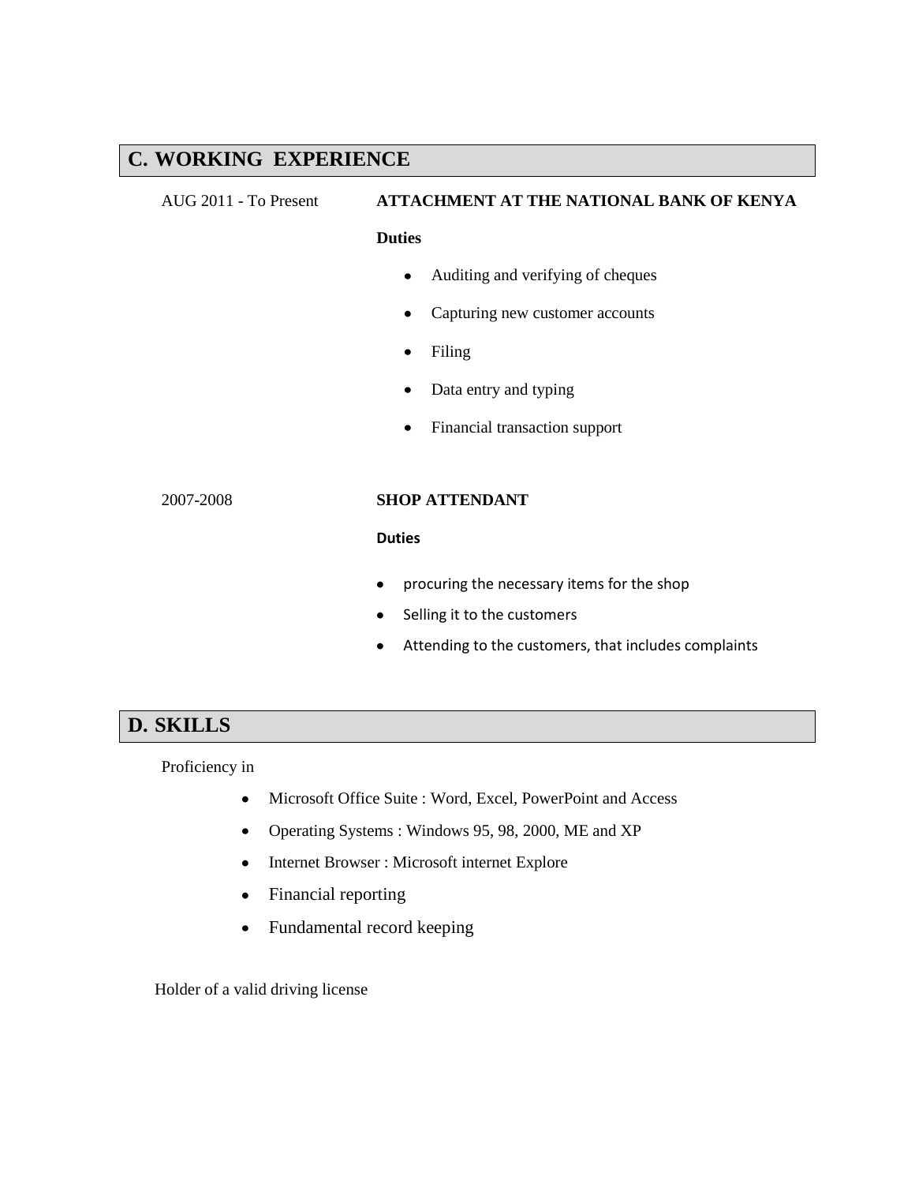## C. WORKING EXPERIENCE

AUG 2011 - To Present **ATTACHMENT AT THE NATIONAL BANK OF KENYA**

**Duties**

- Auditing and verifying of cheques
- Capturing new customer accounts
- Filing
- Data entry and typing
- Financial transaction support

2007-2008 **SHOP ATTENDANT**

**Duties**

- procuring the necessary items for the shop
- Selling it to the customers
- Attending to the customers, that includes complaints

## D. SKILLS

Proficiency in

- Microsoft Office Suite : Word, Excel, PowerPoint and Access
- Operating Systems : Windows 95, 98, 2000, ME and XP
- Internet Browser : Microsoft internet Explore
- Financial reporting
- Fundamental record keeping

Holder of a valid driving license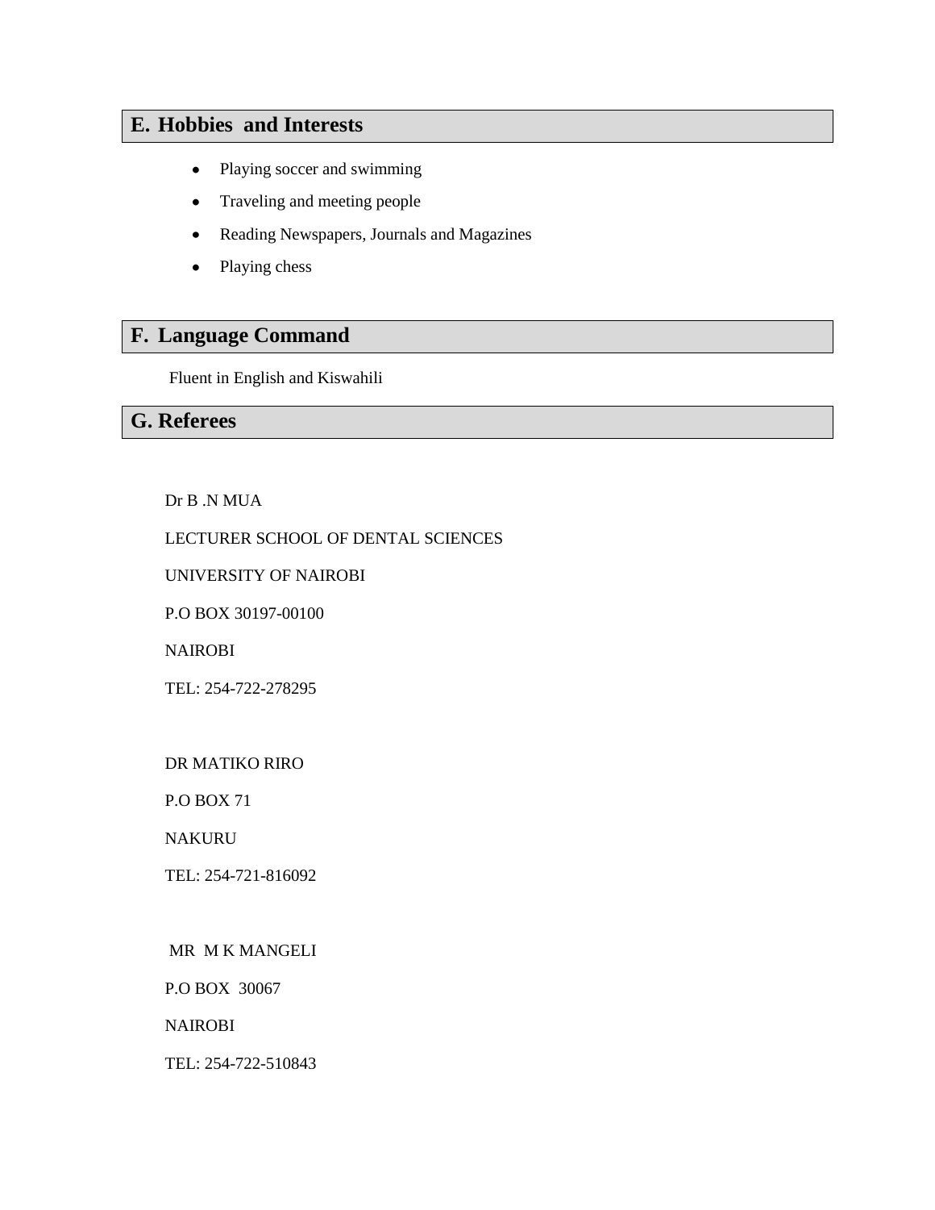## E. Hobbies and Interests

- Playing soccer and swimming
- Traveling and meeting people
- Reading Newspapers, Journals and Magazines
- Playing chess

## F. Language Command

Fluent in English and Kiswahili

## G. Referees

Dr B .N MUA

LECTURER SCHOOL OF DENTAL SCIENCES

UNIVERSITY OF NAIROBI

P.O BOX 30197-00100

NAIROBI

TEL: 254-722-278295

DR MATIKO RIRO

P.O BOX 71

NAKURU

TEL: 254-721-816092

MR M K MANGELI

P.O BOX 30067

NAIROBI

TEL: 254-722-510843